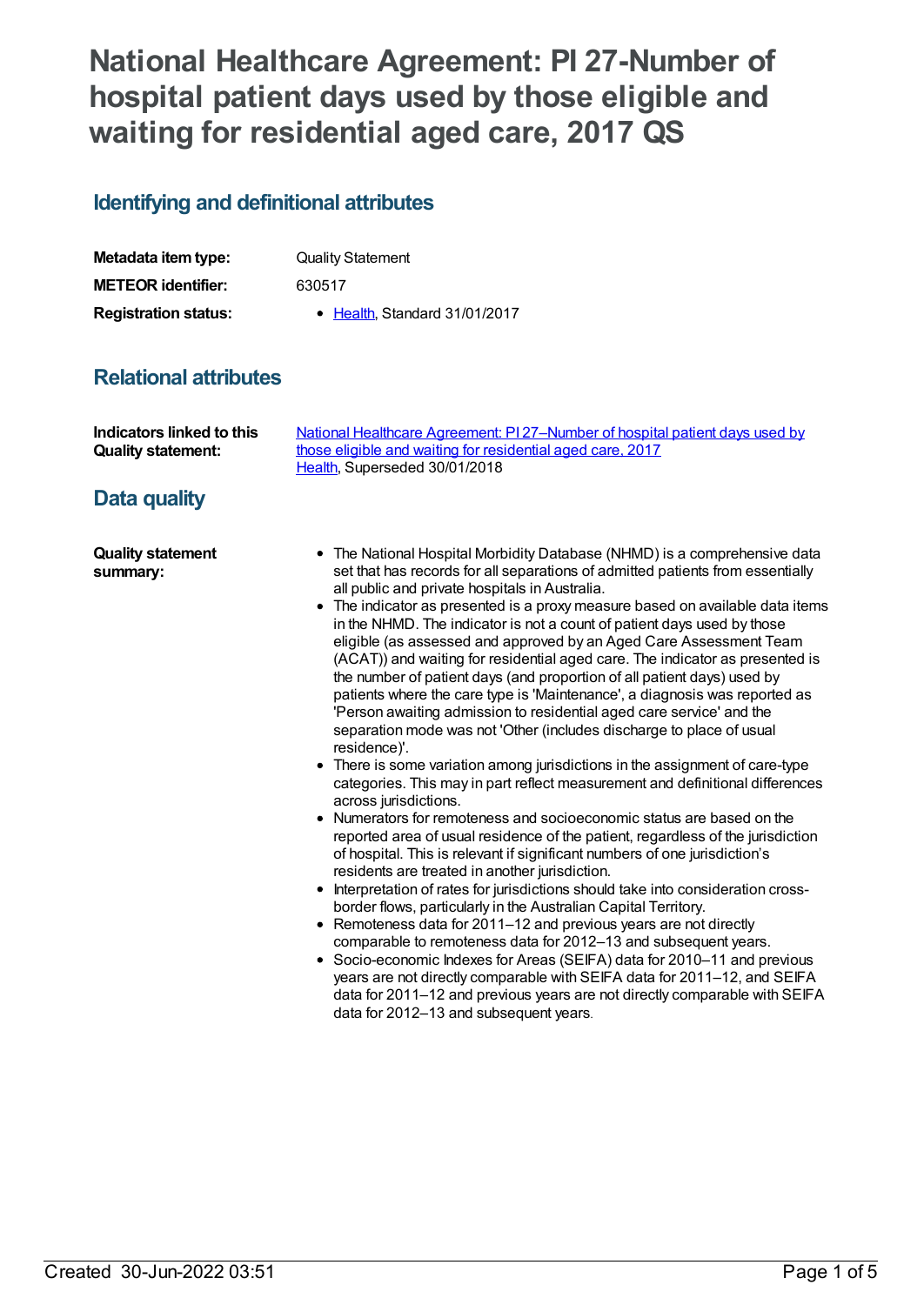# National Healthcare Agreement: PI 27-Number of hospital patient days used by those eligible and waiting for residential aged care, 2017 QS

## Identifying and definitional attributes

| | |
|---|---|
| **Metadata item type:** | Quality Statement |
| **METEOR identifier:** | 630517 |
| **Registration status:** | • Health, Standard 31/01/2017 |

## Relational attributes

| | |
|---|---|
| **Indicators linked to this Quality statement:** | National Healthcare Agreement: PI 27–Number of hospital patient days used by those eligible and waiting for residential aged care, 2017<br>Health, Superseded 30/01/2018 |

## Data quality

**Quality statement summary:**

- The National Hospital Morbidity Database (NHMD) is a comprehensive data set that has records for all separations of admitted patients from essentially all public and private hospitals in Australia.
- The indicator as presented is a proxy measure based on available data items in the NHMD. The indicator is not a count of patient days used by those eligible (as assessed and approved by an Aged Care Assessment Team (ACAT)) and waiting for residential aged care. The indicator as presented is the number of patient days (and proportion of all patient days) used by patients where the care type is 'Maintenance', a diagnosis was reported as 'Person awaiting admission to residential aged care service' and the separation mode was not 'Other (includes discharge to place of usual residence)'.
- There is some variation among jurisdictions in the assignment of care-type categories. This may in part reflect measurement and definitional differences across jurisdictions.
- Numerators for remoteness and socioeconomic status are based on the reported area of usual residence of the patient, regardless of the jurisdiction of hospital. This is relevant if significant numbers of one jurisdiction's residents are treated in another jurisdiction.
- Interpretation of rates for jurisdictions should take into consideration cross-border flows, particularly in the Australian Capital Territory.
- Remoteness data for 2011–12 and previous years are not directly comparable to remoteness data for 2012–13 and subsequent years.
- Socio-economic Indexes for Areas (SEIFA) data for 2010–11 and previous years are not directly comparable with SEIFA data for 2011–12, and SEIFA data for 2011–12 and previous years are not directly comparable with SEIFA data for 2012–13 and subsequent years.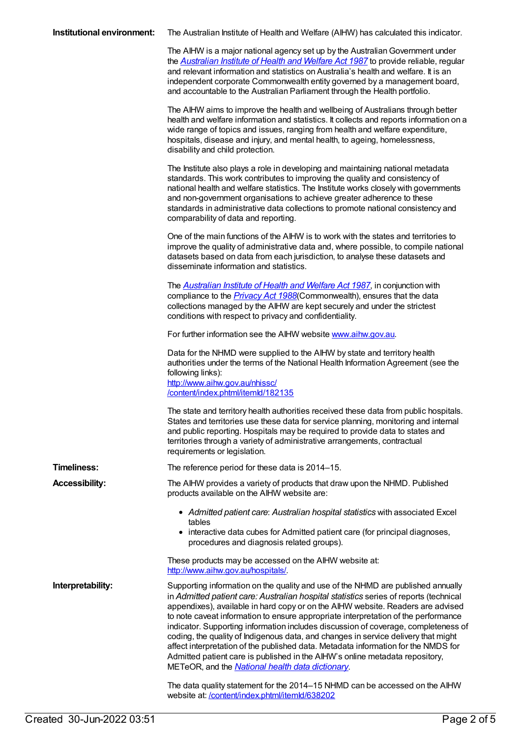**Institutional environment:** The Australian Institute of Health and Welfare (AIHW) has calculated this indicator.

The AIHW is a major national agency set up by the Australian Government under the *Australian Institute of Health and Welfare Act 1987* to provide reliable, regular and relevant information and statistics on Australia's health and welfare. It is an independent corporate Commonwealth entity governed by a management board, and accountable to the Australian Parliament through the Health portfolio.

The AIHW aims to improve the health and wellbeing of Australians through better health and welfare information and statistics. It collects and reports information on a wide range of topics and issues, ranging from health and welfare expenditure, hospitals, disease and injury, and mental health, to ageing, homelessness, disability and child protection.

The Institute also plays a role in developing and maintaining national metadata standards. This work contributes to improving the quality and consistency of national health and welfare statistics. The Institute works closely with governments and non-government organisations to achieve greater adherence to these standards in administrative data collections to promote national consistency and comparability of data and reporting.

One of the main functions of the AIHW is to work with the states and territories to improve the quality of administrative data and, where possible, to compile national datasets based on data from each jurisdiction, to analyse these datasets and disseminate information and statistics.

The *Australian Institute of Health and Welfare Act 1987*, in conjunction with compliance to the *Privacy Act 1988*(Commonwealth), ensures that the data collections managed by the AIHW are kept securely and under the strictest conditions with respect to privacy and confidentiality.

For further information see the AIHW website www.aihw.gov.au.

Data for the NHMD were supplied to the AIHW by state and territory health authorities under the terms of the National Health Information Agreement (see the following links):
http://www.aihw.gov.au/nhissc/
/content/index.phtml/itemId/182135

The state and territory health authorities received these data from public hospitals. States and territories use these data for service planning, monitoring and internal and public reporting. Hospitals may be required to provide data to states and territories through a variety of administrative arrangements, contractual requirements or legislation.

**Timeliness:** The reference period for these data is 2014–15.

**Accessibility:** The AIHW provides a variety of products that draw upon the NHMD. Published products available on the AIHW website are:

- *Admitted patient care*: *Australian hospital statistics* with associated Excel tables
- interactive data cubes for Admitted patient care (for principal diagnoses, procedures and diagnosis related groups).

These products may be accessed on the AIHW website at: http://www.aihw.gov.au/hospitals/.

**Interpretability:** Supporting information on the quality and use of the NHMD are published annually in *Admitted patient care: Australian hospital statistics* series of reports (technical appendixes), available in hard copy or on the AIHW website. Readers are advised to note caveat information to ensure appropriate interpretation of the performance indicator. Supporting information includes discussion of coverage, completeness of coding, the quality of Indigenous data, and changes in service delivery that might affect interpretation of the published data. Metadata information for the NMDS for Admitted patient care is published in the AIHW's online metadata repository, METeOR, and the *National health data dictionary*.

The data quality statement for the 2014–15 NHMD can be accessed on the AIHW website at: /content/index.phtml/itemId/638202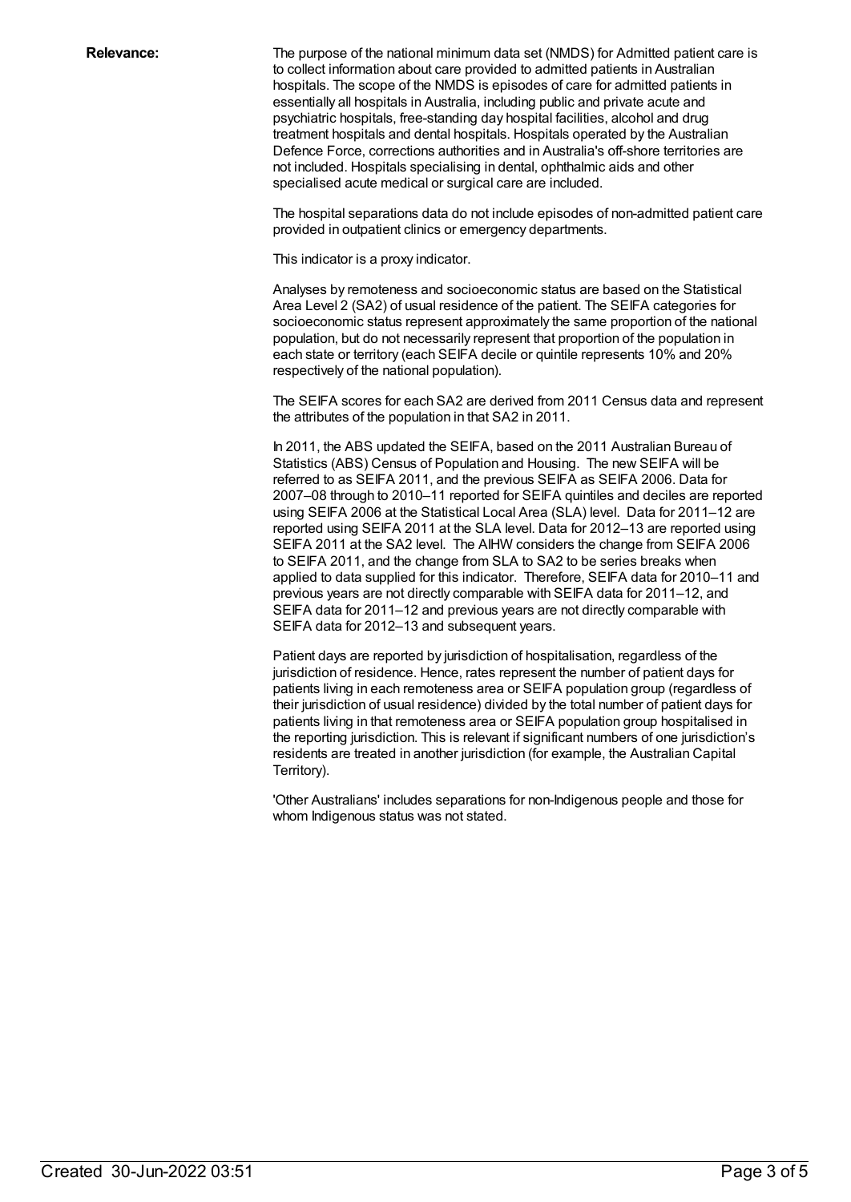**Relevance:**

The purpose of the national minimum data set (NMDS) for Admitted patient care is to collect information about care provided to admitted patients in Australian hospitals. The scope of the NMDS is episodes of care for admitted patients in essentially all hospitals in Australia, including public and private acute and psychiatric hospitals, free-standing day hospital facilities, alcohol and drug treatment hospitals and dental hospitals. Hospitals operated by the Australian Defence Force, corrections authorities and in Australia's off-shore territories are not included. Hospitals specialising in dental, ophthalmic aids and other specialised acute medical or surgical care are included.

The hospital separations data do not include episodes of non-admitted patient care provided in outpatient clinics or emergency departments.

This indicator is a proxy indicator.

Analyses by remoteness and socioeconomic status are based on the Statistical Area Level 2 (SA2) of usual residence of the patient. The SEIFA categories for socioeconomic status represent approximately the same proportion of the national population, but do not necessarily represent that proportion of the population in each state or territory (each SEIFA decile or quintile represents 10% and 20% respectively of the national population).

The SEIFA scores for each SA2 are derived from 2011 Census data and represent the attributes of the population in that SA2 in 2011.

In 2011, the ABS updated the SEIFA, based on the 2011 Australian Bureau of Statistics (ABS) Census of Population and Housing. The new SEIFA will be referred to as SEIFA 2011, and the previous SEIFA as SEIFA 2006. Data for 2007–08 through to 2010–11 reported for SEIFA quintiles and deciles are reported using SEIFA 2006 at the Statistical Local Area (SLA) level. Data for 2011–12 are reported using SEIFA 2011 at the SLA level. Data for 2012–13 are reported using SEIFA 2011 at the SA2 level. The AIHW considers the change from SEIFA 2006 to SEIFA 2011, and the change from SLA to SA2 to be series breaks when applied to data supplied for this indicator. Therefore, SEIFA data for 2010–11 and previous years are not directly comparable with SEIFA data for 2011–12, and SEIFA data for 2011–12 and previous years are not directly comparable with SEIFA data for 2012–13 and subsequent years.

Patient days are reported by jurisdiction of hospitalisation, regardless of the jurisdiction of residence. Hence, rates represent the number of patient days for patients living in each remoteness area or SEIFA population group (regardless of their jurisdiction of usual residence) divided by the total number of patient days for patients living in that remoteness area or SEIFA population group hospitalised in the reporting jurisdiction. This is relevant if significant numbers of one jurisdiction's residents are treated in another jurisdiction (for example, the Australian Capital Territory).

'Other Australians' includes separations for non-Indigenous people and those for whom Indigenous status was not stated.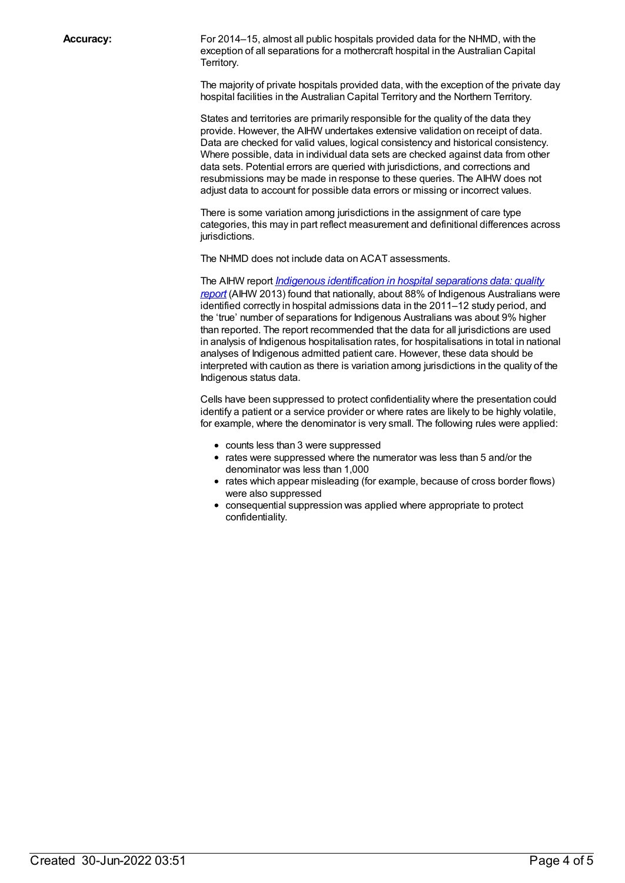**Accuracy:**

For 2014–15, almost all public hospitals provided data for the NHMD, with the exception of all separations for a mothercraft hospital in the Australian Capital Territory.

The majority of private hospitals provided data, with the exception of the private day hospital facilities in the Australian Capital Territory and the Northern Territory.

States and territories are primarily responsible for the quality of the data they provide. However, the AIHW undertakes extensive validation on receipt of data. Data are checked for valid values, logical consistency and historical consistency. Where possible, data in individual data sets are checked against data from other data sets. Potential errors are queried with jurisdictions, and corrections and resubmissions may be made in response to these queries. The AIHW does not adjust data to account for possible data errors or missing or incorrect values.

There is some variation among jurisdictions in the assignment of care type categories, this may in part reflect measurement and definitional differences across jurisdictions.

The NHMD does not include data on ACAT assessments.

The AIHW report *Indigenous identification in hospital separations data: quality report* (AIHW 2013) found that nationally, about 88% of Indigenous Australians were identified correctly in hospital admissions data in the 2011–12 study period, and the 'true' number of separations for Indigenous Australians was about 9% higher than reported. The report recommended that the data for all jurisdictions are used in analysis of Indigenous hospitalisation rates, for hospitalisations in total in national analyses of Indigenous admitted patient care. However, these data should be interpreted with caution as there is variation among jurisdictions in the quality of the Indigenous status data.

Cells have been suppressed to protect confidentiality where the presentation could identify a patient or a service provider or where rates are likely to be highly volatile, for example, where the denominator is very small. The following rules were applied:

- counts less than 3 were suppressed
- rates were suppressed where the numerator was less than 5 and/or the denominator was less than 1,000
- rates which appear misleading (for example, because of cross border flows) were also suppressed
- consequential suppression was applied where appropriate to protect confidentiality.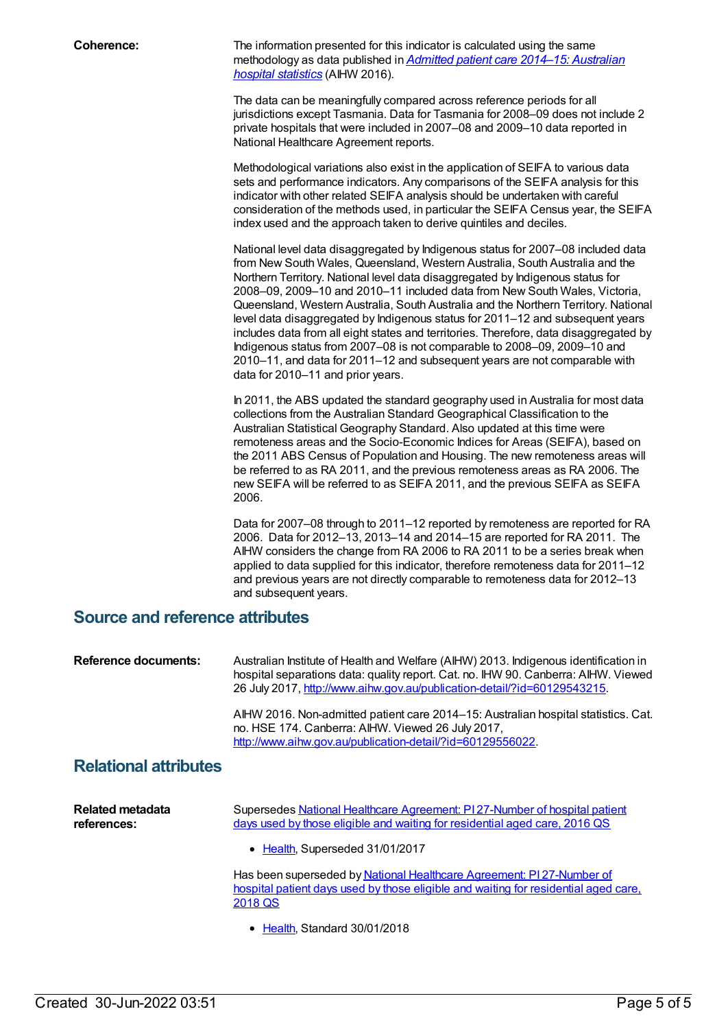**Coherence:**

The information presented for this indicator is calculated using the same methodology as data published in *Admitted patient care 2014–15: Australian hospital statistics* (AIHW 2016).

The data can be meaningfully compared across reference periods for all jurisdictions except Tasmania. Data for Tasmania for 2008–09 does not include 2 private hospitals that were included in 2007–08 and 2009–10 data reported in National Healthcare Agreement reports.

Methodological variations also exist in the application of SEIFA to various data sets and performance indicators. Any comparisons of the SEIFA analysis for this indicator with other related SEIFA analysis should be undertaken with careful consideration of the methods used, in particular the SEIFA Census year, the SEIFA index used and the approach taken to derive quintiles and deciles.

National level data disaggregated by Indigenous status for 2007–08 included data from New South Wales, Queensland, Western Australia, South Australia and the Northern Territory. National level data disaggregated by Indigenous status for 2008–09, 2009–10 and 2010–11 included data from New South Wales, Victoria, Queensland, Western Australia, South Australia and the Northern Territory. National level data disaggregated by Indigenous status for 2011–12 and subsequent years includes data from all eight states and territories. Therefore, data disaggregated by Indigenous status from 2007–08 is not comparable to 2008–09, 2009–10 and 2010–11, and data for 2011–12 and subsequent years are not comparable with data for 2010–11 and prior years.

In 2011, the ABS updated the standard geography used in Australia for most data collections from the Australian Standard Geographical Classification to the Australian Statistical Geography Standard. Also updated at this time were remoteness areas and the Socio-Economic Indices for Areas (SEIFA), based on the 2011 ABS Census of Population and Housing. The new remoteness areas will be referred to as RA 2011, and the previous remoteness areas as RA 2006. The new SEIFA will be referred to as SEIFA 2011, and the previous SEIFA as SEIFA 2006.

Data for 2007–08 through to 2011–12 reported by remoteness are reported for RA 2006. Data for 2012–13, 2013–14 and 2014–15 are reported for RA 2011. The AIHW considers the change from RA 2006 to RA 2011 to be a series break when applied to data supplied for this indicator, therefore remoteness data for 2011–12 and previous years are not directly comparable to remoteness data for 2012–13 and subsequent years.

## Source and reference attributes

**Reference documents:**

Australian Institute of Health and Welfare (AIHW) 2013. Indigenous identification in hospital separations data: quality report. Cat. no. IHW 90. Canberra: AIHW. Viewed 26 July 2017, http://www.aihw.gov.au/publication-detail/?id=60129543215.

AIHW 2016. Non-admitted patient care 2014–15: Australian hospital statistics. Cat. no. HSE 174. Canberra: AIHW. Viewed 26 July 2017, http://www.aihw.gov.au/publication-detail/?id=60129556022.

## Relational attributes

**Related metadata references:**

Supersedes National Healthcare Agreement: PI 27-Number of hospital patient days used by those eligible and waiting for residential aged care, 2016 QS

- Health, Superseded 31/01/2017

Has been superseded by National Healthcare Agreement: PI 27-Number of hospital patient days used by those eligible and waiting for residential aged care, 2018 QS

- Health, Standard 30/01/2018